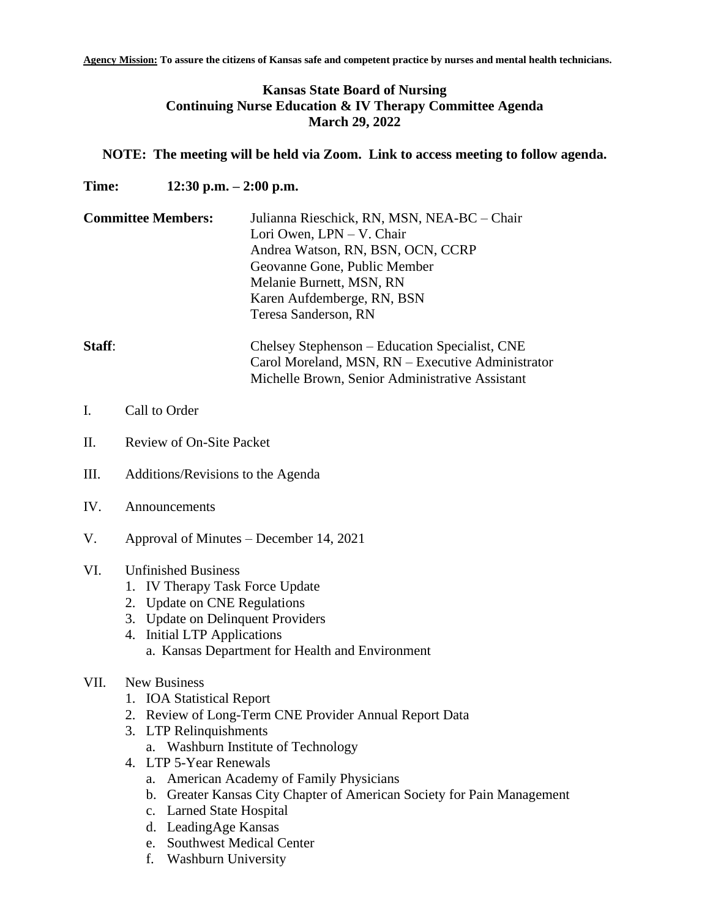**Agency Mission:** **To assure the citizens of Kansas safe and competent practice by nurses and mental health technicians.**

# Kansas State Board of Nursing
## Continuing Nurse Education & IV Therapy Committee Agenda
## March 29, 2022

**NOTE: The meeting will be held via Zoom. Link to access meeting to follow agenda.**

**Time:** **12:30 p.m. – 2:00 p.m.**

**Committee Members:**
Julianna Rieschick, RN, MSN, NEA-BC – Chair
Lori Owen, LPN – V. Chair
Andrea Watson, RN, BSN, OCN, CCRP
Geovanne Gone, Public Member
Melanie Burnett, MSN, RN
Karen Aufdemberge, RN, BSN
Teresa Sanderson, RN

**Staff**:
Chelsey Stephenson – Education Specialist, CNE
Carol Moreland, MSN, RN – Executive Administrator
Michelle Brown, Senior Administrative Assistant

I. Call to Order

II. Review of On-Site Packet

III. Additions/Revisions to the Agenda

IV. Announcements

V. Approval of Minutes – December 14, 2021

VI. Unfinished Business
1. IV Therapy Task Force Update
2. Update on CNE Regulations
3. Update on Delinquent Providers
4. Initial LTP Applications
   a. Kansas Department for Health and Environment

VII. New Business
1. IOA Statistical Report
2. Review of Long-Term CNE Provider Annual Report Data
3. LTP Relinquishments
   a. Washburn Institute of Technology
4. LTP 5-Year Renewals
   a. American Academy of Family Physicians
   b. Greater Kansas City Chapter of American Society for Pain Management
   c. Larned State Hospital
   d. LeadingAge Kansas
   e. Southwest Medical Center
   f. Washburn University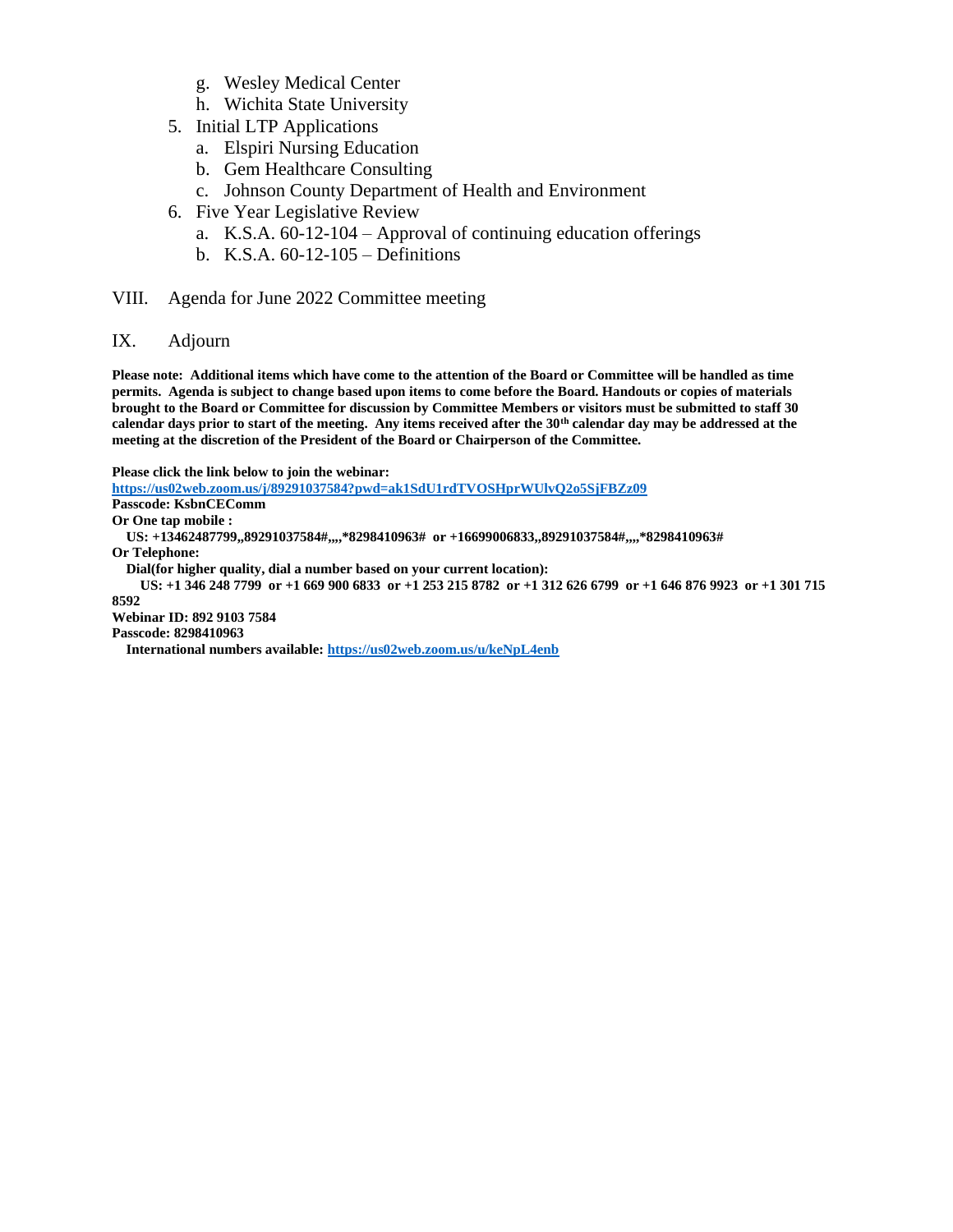g. Wesley Medical Center
    h. Wichita State University
5. Initial LTP Applications
    a. Elspiri Nursing Education
    b. Gem Healthcare Consulting
    c. Johnson County Department of Health and Environment
6. Five Year Legislative Review
    a. K.S.A. 60-12-104 – Approval of continuing education offerings
    b. K.S.A. 60-12-105 – Definitions

VIII. Agenda for June 2022 Committee meeting

IX. Adjourn

**Please note: Additional items which have come to the attention of the Board or Committee will be handled as time permits. Agenda is subject to change based upon items to come before the Board. Handouts or copies of materials brought to the Board or Committee for discussion by Committee Members or visitors must be submitted to staff 30 calendar days prior to start of the meeting. Any items received after the 30th calendar day may be addressed at the meeting at the discretion of the President of the Board or Chairperson of the Committee.**

**Please click the link below to join the webinar:**
**https://us02web.zoom.us/j/89291037584?pwd=ak1SdU1rdTVOSHprWUlvQ2o5SjFBZz09**
**Passcode: KsbnCEComm**
**Or One tap mobile :**
**US: +13462487799,,89291037584#,,,,*8298410963# or +16699006833,,89291037584#,,,,*8298410963#**
**Or Telephone:**
**Dial(for higher quality, dial a number based on your current location):**
**US: +1 346 248 7799 or +1 669 900 6833 or +1 253 215 8782 or +1 312 626 6799 or +1 646 876 9923 or +1 301 715 8592**
**Webinar ID: 892 9103 7584**
**Passcode: 8298410963**
**International numbers available: https://us02web.zoom.us/u/keNpL4enb**